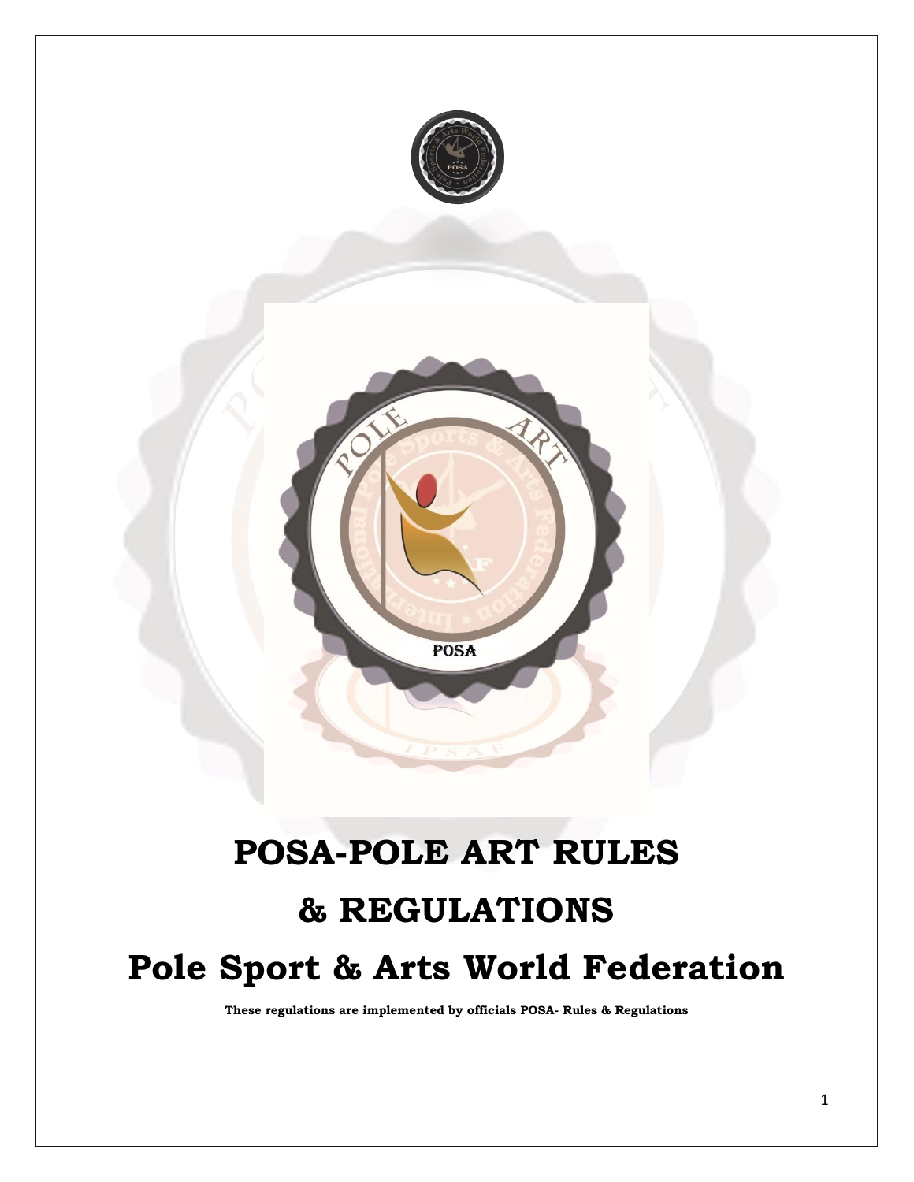# POSA-POLE ART RULES

# & REGULATIONS

# Pole Sport & Arts World Federation

**These regulations are implemented by officials POSA- Rules & Regulations**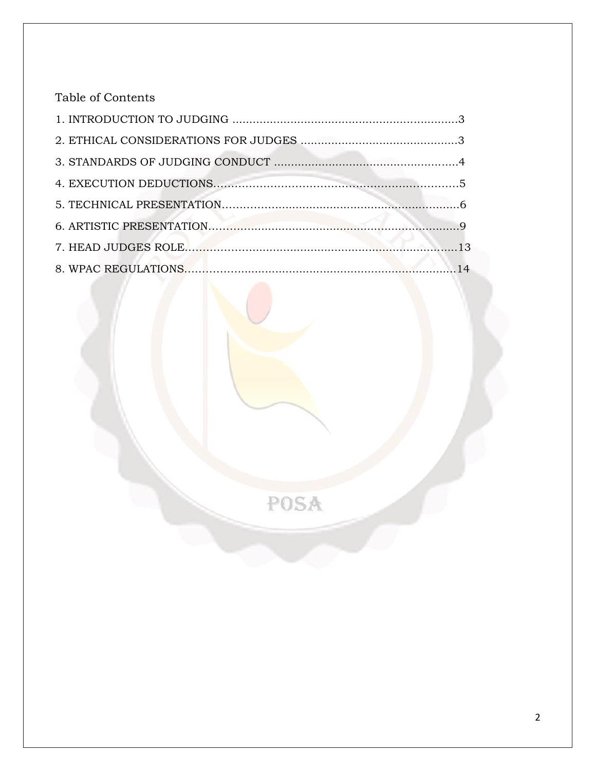## Table of Contents

1. INTRODUCTION TO JUDGING ....................................................................3
2. ETHICAL CONSIDERATIONS FOR JUDGES ..............................................3
3. STANDARDS OF JUDGING CONDUCT ......................................................4
4. EXECUTION DEDUCTIONS.......................................................................5
5. TECHNICAL PRESENTATION...................................................................6
6. ARTISTIC PRESENTATION.......................................................................9
7. HEAD JUDGES ROLE..............................................................................13
8. WPAC REGULATIONS..............................................................................14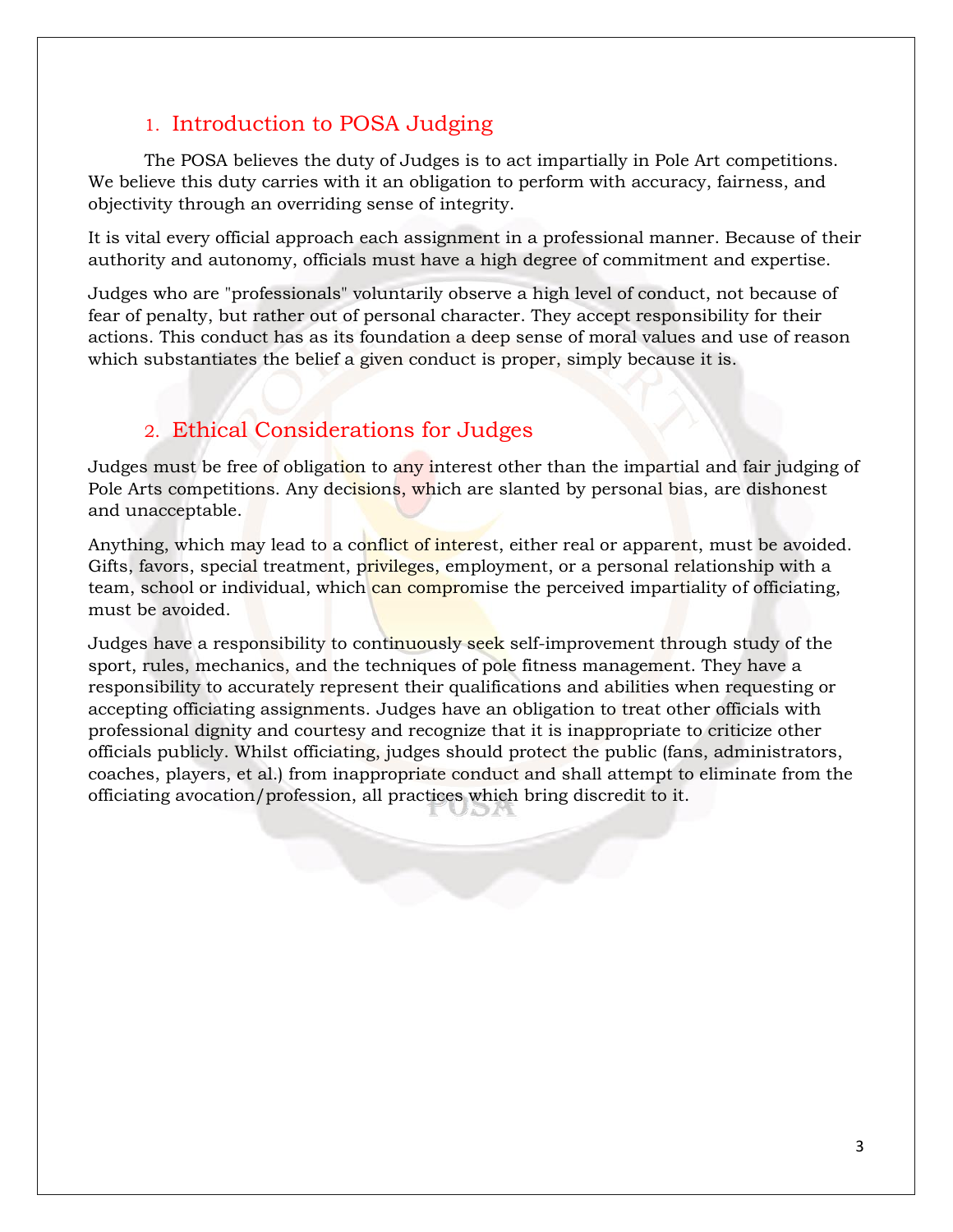## 1. Introduction to POSA Judging

The POSA believes the duty of Judges is to act impartially in Pole Art competitions. We believe this duty carries with it an obligation to perform with accuracy, fairness, and objectivity through an overriding sense of integrity.

It is vital every official approach each assignment in a professional manner. Because of their authority and autonomy, officials must have a high degree of commitment and expertise.

Judges who are "professionals" voluntarily observe a high level of conduct, not because of fear of penalty, but rather out of personal character. They accept responsibility for their actions. This conduct has as its foundation a deep sense of moral values and use of reason which substantiates the belief a given conduct is proper, simply because it is.

## 2. Ethical Considerations for Judges

Judges must be free of obligation to any interest other than the impartial and fair judging of Pole Arts competitions. Any decisions, which are slanted by personal bias, are dishonest and unacceptable.

Anything, which may lead to a conflict of interest, either real or apparent, must be avoided. Gifts, favors, special treatment, privileges, employment, or a personal relationship with a team, school or individual, which can compromise the perceived impartiality of officiating, must be avoided.

Judges have a responsibility to continuously seek self-improvement through study of the sport, rules, mechanics, and the techniques of pole fitness management. They have a responsibility to accurately represent their qualifications and abilities when requesting or accepting officiating assignments. Judges have an obligation to treat other officials with professional dignity and courtesy and recognize that it is inappropriate to criticize other officials publicly. Whilst officiating, judges should protect the public (fans, administrators, coaches, players, et al.) from inappropriate conduct and shall attempt to eliminate from the officiating avocation/profession, all practices which bring discredit to it.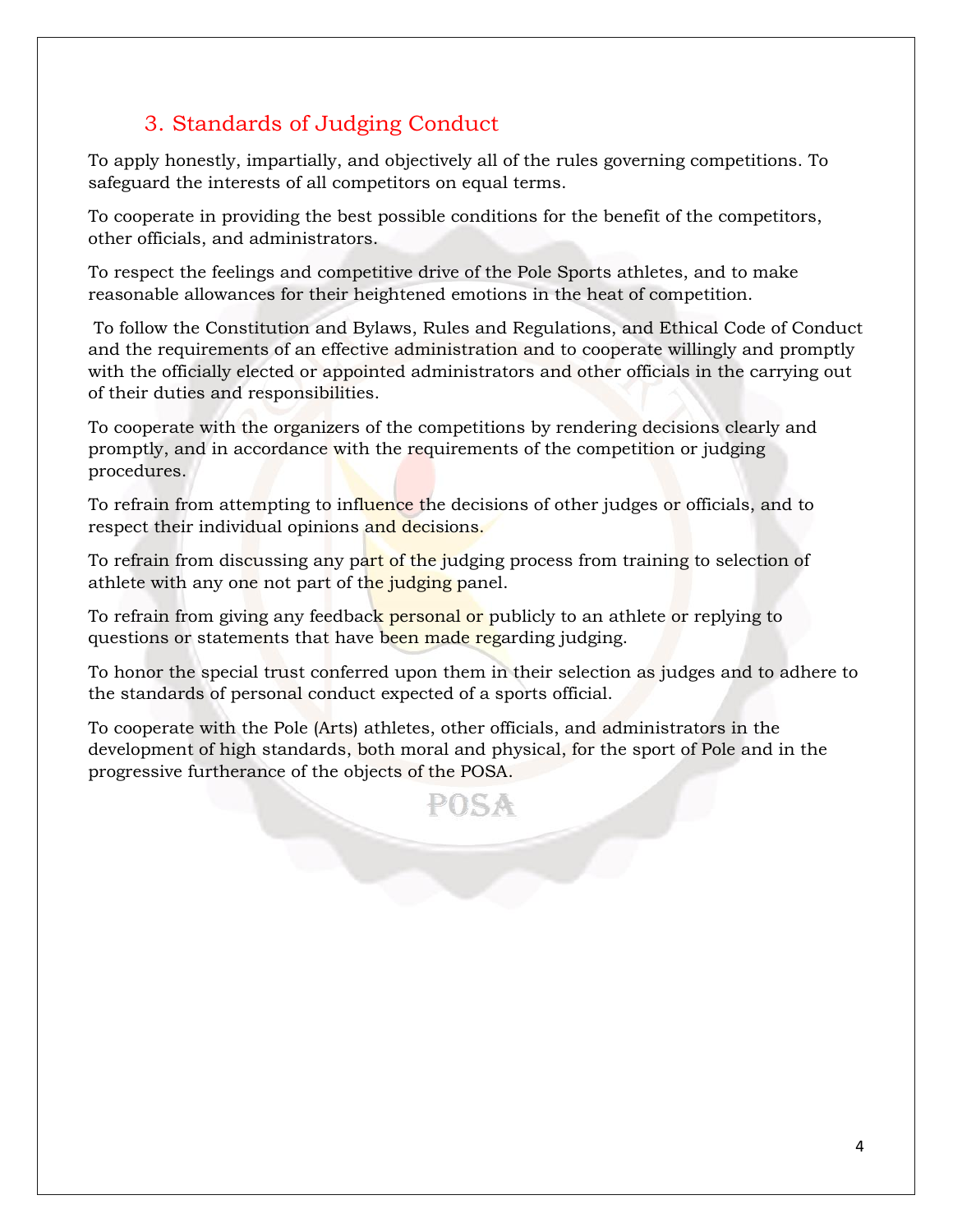## 3. Standards of Judging Conduct

To apply honestly, impartially, and objectively all of the rules governing competitions. To safeguard the interests of all competitors on equal terms.

To cooperate in providing the best possible conditions for the benefit of the competitors, other officials, and administrators.

To respect the feelings and competitive drive of the Pole Sports athletes, and to make reasonable allowances for their heightened emotions in the heat of competition.

To follow the Constitution and Bylaws, Rules and Regulations, and Ethical Code of Conduct and the requirements of an effective administration and to cooperate willingly and promptly with the officially elected or appointed administrators and other officials in the carrying out of their duties and responsibilities.

To cooperate with the organizers of the competitions by rendering decisions clearly and promptly, and in accordance with the requirements of the competition or judging procedures.

To refrain from attempting to influence the decisions of other judges or officials, and to respect their individual opinions and decisions.

To refrain from discussing any part of the judging process from training to selection of athlete with any one not part of the judging panel.

To refrain from giving any feedback personal or publicly to an athlete or replying to questions or statements that have been made regarding judging.

To honor the special trust conferred upon them in their selection as judges and to adhere to the standards of personal conduct expected of a sports official.

To cooperate with the Pole (Arts) athletes, other officials, and administrators in the development of high standards, both moral and physical, for the sport of Pole and in the progressive furtherance of the objects of the POSA.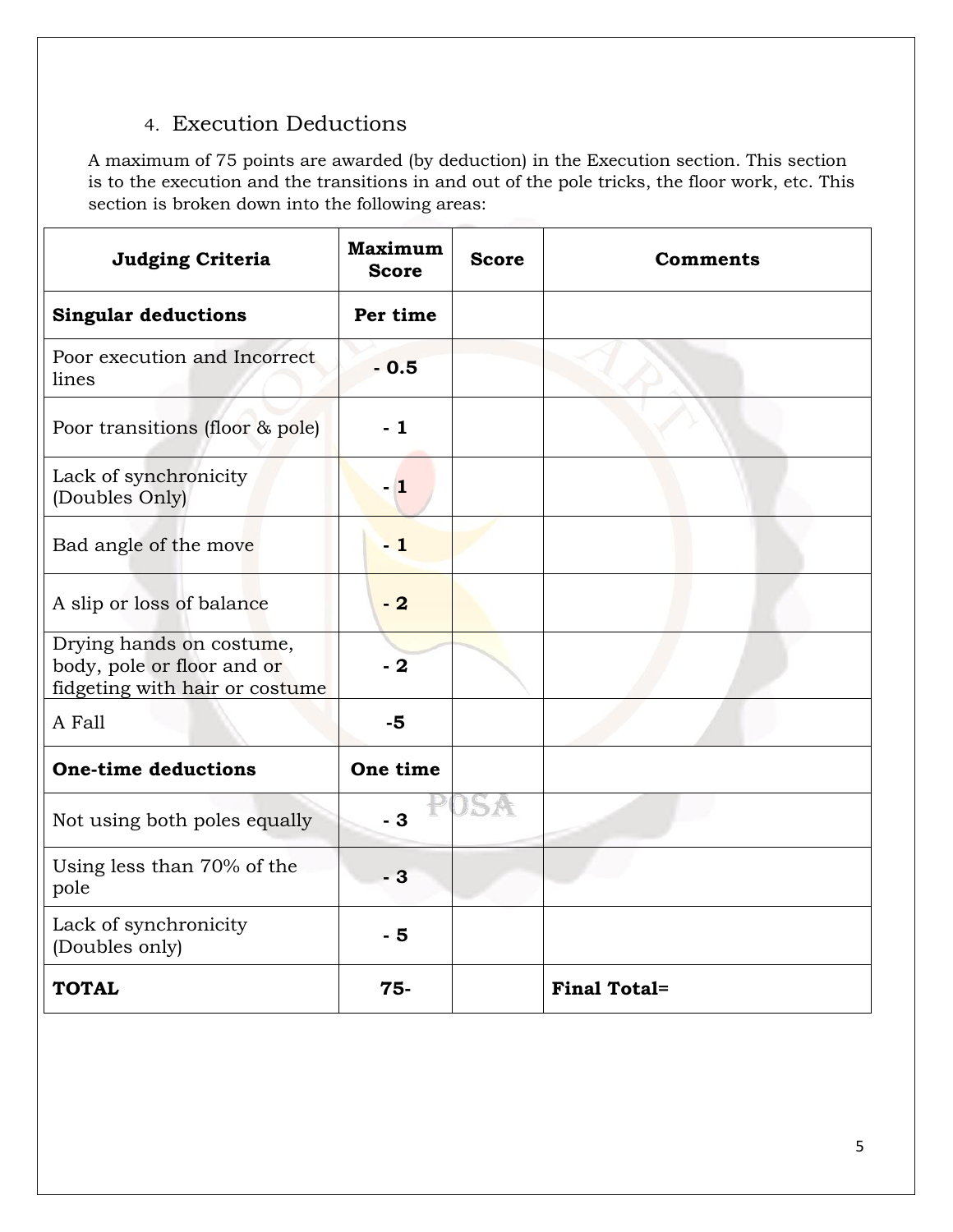## 4. Execution Deductions

A maximum of 75 points are awarded (by deduction) in the Execution section. This section is to the execution and the transitions in and out of the pole tricks, the floor work, etc. This section is broken down into the following areas:

| Judging Criteria | Maximum Score | Score | Comments |
|---|---|---|---|
| **Singular deductions** | **Per time** | | |
| Poor execution and Incorrect lines | **- 0.5** | | |
| Poor transitions (floor & pole) | **- 1** | | |
| Lack of synchronicity (Doubles Only) | **- 1** | | |
| Bad angle of the move | **- 1** | | |
| A slip or loss of balance | **- 2** | | |
| Drying hands on costume, body, pole or floor and or fidgeting with hair or costume | **- 2** | | |
| A Fall | **-5** | | |
| **One-time deductions** | **One time** | | |
| Not using both poles equally | **- 3** | | |
| Using less than 70% of the pole | **- 3** | | |
| Lack of synchronicity (Doubles only) | **- 5** | | |
| **TOTAL** | **75-** | | **Final Total=** |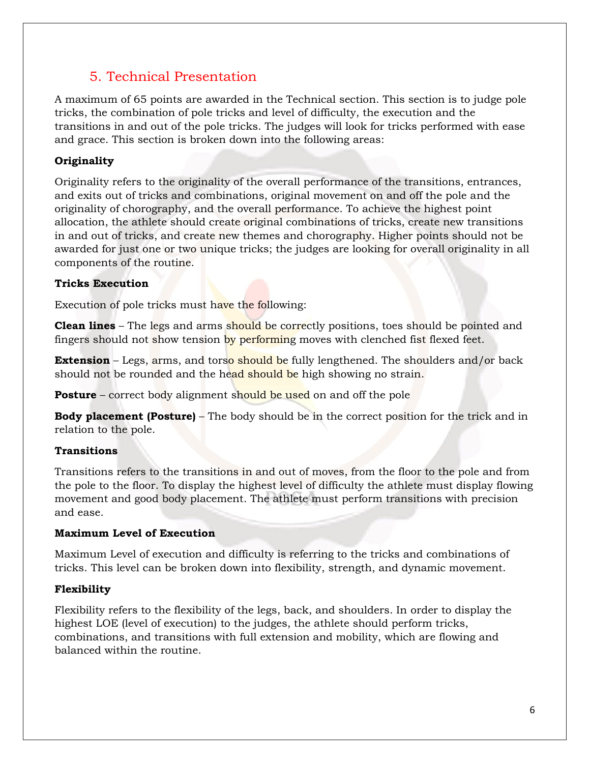## 5. Technical Presentation

A maximum of 65 points are awarded in the Technical section. This section is to judge pole tricks, the combination of pole tricks and level of difficulty, the execution and the transitions in and out of the pole tricks. The judges will look for tricks performed with ease and grace. This section is broken down into the following areas:

**Originality**

Originality refers to the originality of the overall performance of the transitions, entrances, and exits out of tricks and combinations, original movement on and off the pole and the originality of chorography, and the overall performance. To achieve the highest point allocation, the athlete should create original combinations of tricks, create new transitions in and out of tricks, and create new themes and chorography. Higher points should not be awarded for just one or two unique tricks; the judges are looking for overall originality in all components of the routine.

**Tricks Execution**

Execution of pole tricks must have the following:

**Clean lines** – The legs and arms should be correctly positions, toes should be pointed and fingers should not show tension by performing moves with clenched fist flexed feet.

**Extension** – Legs, arms, and torso should be fully lengthened. The shoulders and/or back should not be rounded and the head should be high showing no strain.

**Posture** – correct body alignment should be used on and off the pole

**Body placement (Posture)** – The body should be in the correct position for the trick and in relation to the pole.

**Transitions**

Transitions refers to the transitions in and out of moves, from the floor to the pole and from the pole to the floor. To display the highest level of difficulty the athlete must display flowing movement and good body placement. The athlete must perform transitions with precision and ease.

**Maximum Level of Execution**

Maximum Level of execution and difficulty is referring to the tricks and combinations of tricks. This level can be broken down into flexibility, strength, and dynamic movement.

**Flexibility**

Flexibility refers to the flexibility of the legs, back, and shoulders. In order to display the highest LOE (level of execution) to the judges, the athlete should perform tricks, combinations, and transitions with full extension and mobility, which are flowing and balanced within the routine.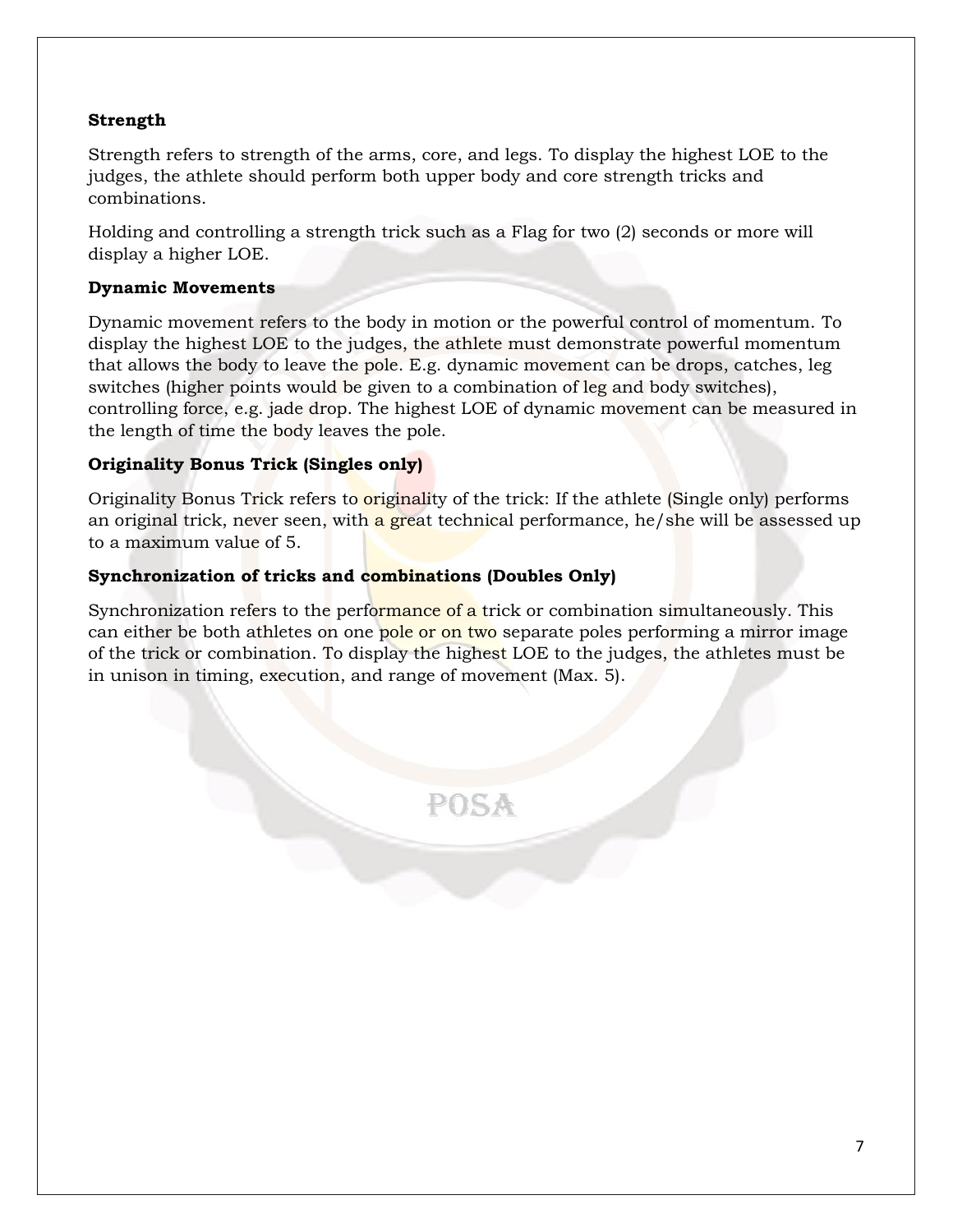**Strength**

Strength refers to strength of the arms, core, and legs. To display the highest LOE to the judges, the athlete should perform both upper body and core strength tricks and combinations.

Holding and controlling a strength trick such as a Flag for two (2) seconds or more will display a higher LOE.

**Dynamic Movements**

Dynamic movement refers to the body in motion or the powerful control of momentum. To display the highest LOE to the judges, the athlete must demonstrate powerful momentum that allows the body to leave the pole. E.g. dynamic movement can be drops, catches, leg switches (higher points would be given to a combination of leg and body switches), controlling force, e.g. jade drop. The highest LOE of dynamic movement can be measured in the length of time the body leaves the pole.

**Originality Bonus Trick (Singles only)**

Originality Bonus Trick refers to originality of the trick: If the athlete (Single only) performs an original trick, never seen, with a great technical performance, he/she will be assessed up to a maximum value of 5.

**Synchronization of tricks and combinations (Doubles Only)**

Synchronization refers to the performance of a trick or combination simultaneously. This can either be both athletes on one pole or on two separate poles performing a mirror image of the trick or combination. To display the highest LOE to the judges, the athletes must be in unison in timing, execution, and range of movement (Max. 5).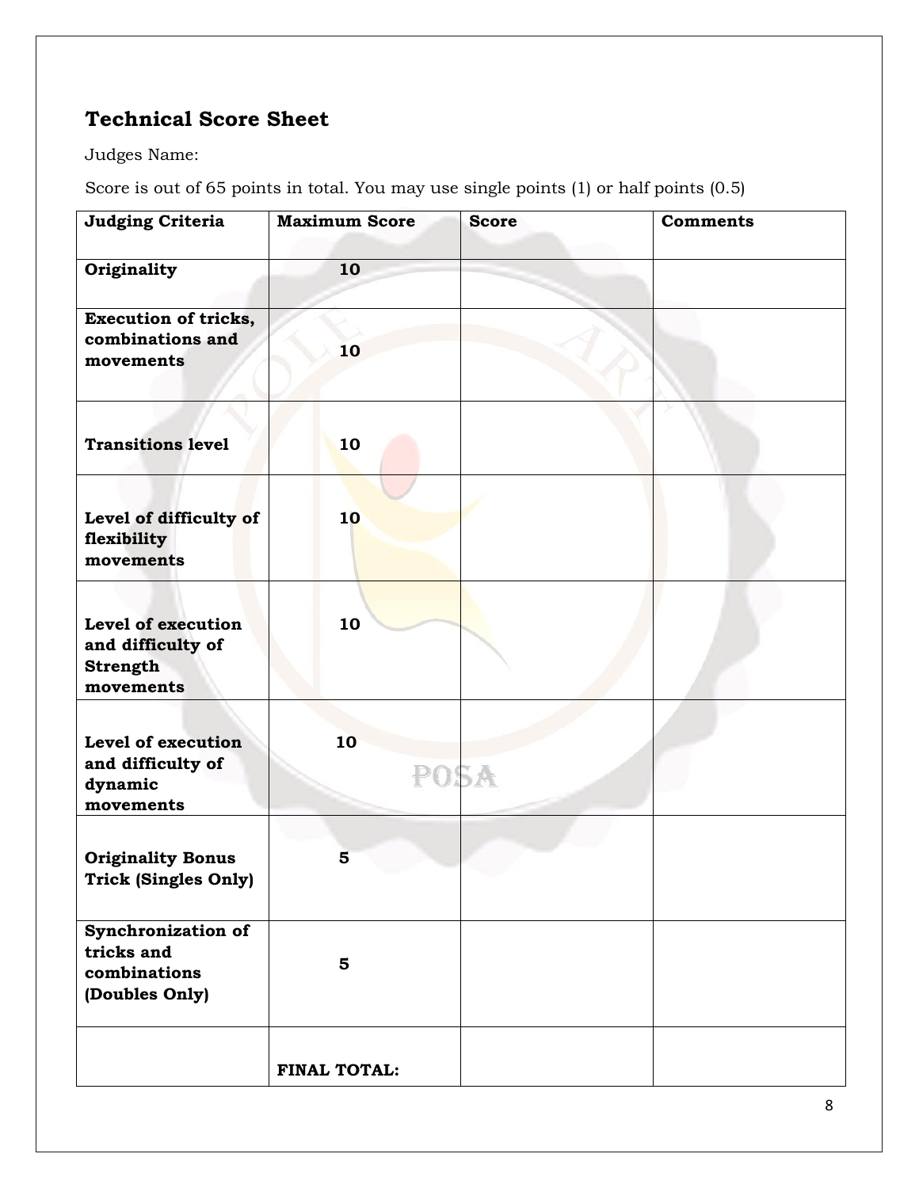## Technical Score Sheet

Judges Name:

Score is out of 65 points in total. You may use single points (1) or half points (0.5)

| Judging Criteria | Maximum Score | Score | Comments |
|---|---|---|---|
| **Originality** | **10** | | |
| **Execution of tricks, combinations and movements** | **10** | | |
| **Transitions level** | **10** | | |
| **Level of difficulty of flexibility movements** | **10** | | |
| **Level of execution and difficulty of Strength movements** | **10** | | |
| **Level of execution and difficulty of dynamic movements** | **10** | | |
| **Originality Bonus Trick (Singles Only)** | **5** | | |
| **Synchronization of tricks and combinations (Doubles Only)** | **5** | | |
| | **FINAL TOTAL:** | | |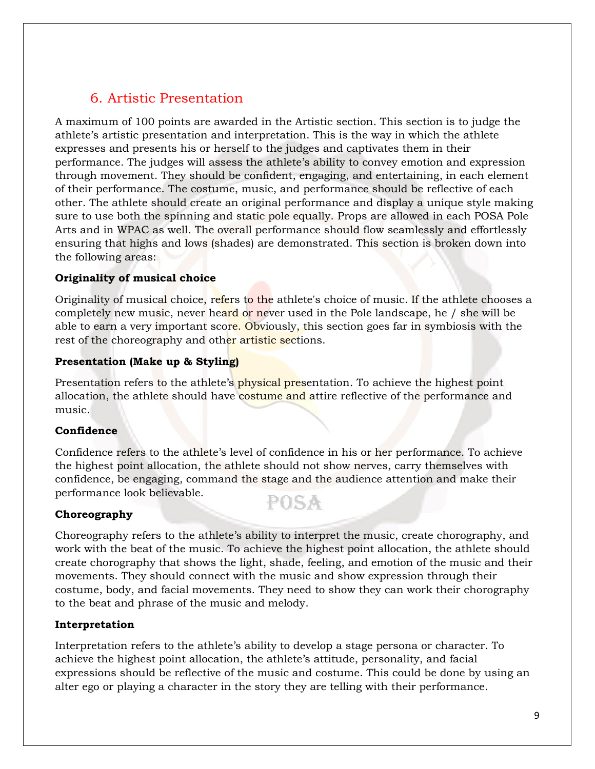## 6. Artistic Presentation

A maximum of 100 points are awarded in the Artistic section. This section is to judge the athlete's artistic presentation and interpretation. This is the way in which the athlete expresses and presents his or herself to the judges and captivates them in their performance. The judges will assess the athlete's ability to convey emotion and expression through movement. They should be confident, engaging, and entertaining, in each element of their performance. The costume, music, and performance should be reflective of each other. The athlete should create an original performance and display a unique style making sure to use both the spinning and static pole equally. Props are allowed in each POSA Pole Arts and in WPAC as well. The overall performance should flow seamlessly and effortlessly ensuring that highs and lows (shades) are demonstrated. This section is broken down into the following areas:

**Originality of musical choice**

Originality of musical choice, refers to the athlete's choice of music. If the athlete chooses a completely new music, never heard or never used in the Pole landscape, he / she will be able to earn a very important score. Obviously, this section goes far in symbiosis with the rest of the choreography and other artistic sections.

**Presentation (Make up & Styling)**

Presentation refers to the athlete's physical presentation. To achieve the highest point allocation, the athlete should have costume and attire reflective of the performance and music.

**Confidence**

Confidence refers to the athlete's level of confidence in his or her performance. To achieve the highest point allocation, the athlete should not show nerves, carry themselves with confidence, be engaging, command the stage and the audience attention and make their performance look believable.

**Choreography**

Choreography refers to the athlete's ability to interpret the music, create chorography, and work with the beat of the music. To achieve the highest point allocation, the athlete should create chorography that shows the light, shade, feeling, and emotion of the music and their movements. They should connect with the music and show expression through their costume, body, and facial movements. They need to show they can work their chorography to the beat and phrase of the music and melody.

**Interpretation**

Interpretation refers to the athlete's ability to develop a stage persona or character. To achieve the highest point allocation, the athlete's attitude, personality, and facial expressions should be reflective of the music and costume. This could be done by using an alter ego or playing a character in the story they are telling with their performance.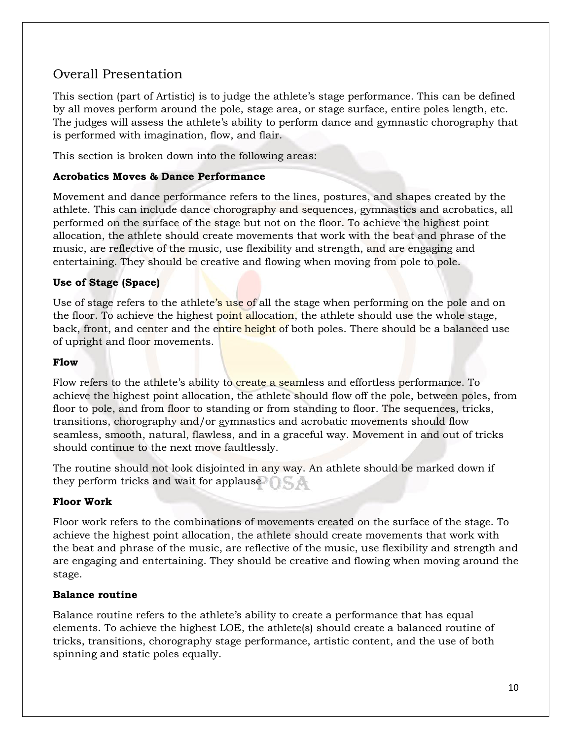## Overall Presentation

This section (part of Artistic) is to judge the athlete's stage performance. This can be defined by all moves perform around the pole, stage area, or stage surface, entire poles length, etc. The judges will assess the athlete's ability to perform dance and gymnastic chorography that is performed with imagination, flow, and flair.

This section is broken down into the following areas:

**Acrobatics Moves & Dance Performance**

Movement and dance performance refers to the lines, postures, and shapes created by the athlete. This can include dance chorography and sequences, gymnastics and acrobatics, all performed on the surface of the stage but not on the floor. To achieve the highest point allocation, the athlete should create movements that work with the beat and phrase of the music, are reflective of the music, use flexibility and strength, and are engaging and entertaining. They should be creative and flowing when moving from pole to pole.

**Use of Stage (Space)**

Use of stage refers to the athlete's use of all the stage when performing on the pole and on the floor. To achieve the highest point allocation, the athlete should use the whole stage, back, front, and center and the entire height of both poles. There should be a balanced use of upright and floor movements.

**Flow**

Flow refers to the athlete's ability to create a seamless and effortless performance. To achieve the highest point allocation, the athlete should flow off the pole, between poles, from floor to pole, and from floor to standing or from standing to floor. The sequences, tricks, transitions, chorography and/or gymnastics and acrobatic movements should flow seamless, smooth, natural, flawless, and in a graceful way. Movement in and out of tricks should continue to the next move faultlessly.

The routine should not look disjointed in any way. An athlete should be marked down if they perform tricks and wait for applause

**Floor Work**

Floor work refers to the combinations of movements created on the surface of the stage. To achieve the highest point allocation, the athlete should create movements that work with the beat and phrase of the music, are reflective of the music, use flexibility and strength and are engaging and entertaining. They should be creative and flowing when moving around the stage.

**Balance routine**

Balance routine refers to the athlete's ability to create a performance that has equal elements. To achieve the highest LOE, the athlete(s) should create a balanced routine of tricks, transitions, chorography stage performance, artistic content, and the use of both spinning and static poles equally.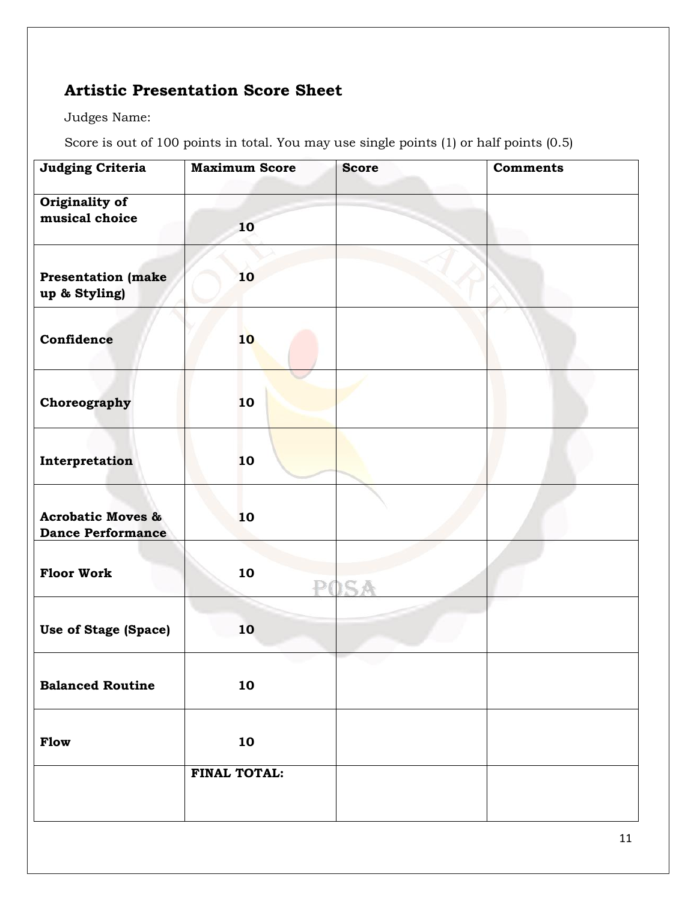## Artistic Presentation Score Sheet

Judges Name:

Score is out of 100 points in total. You may use single points (1) or half points (0.5)

| Judging Criteria | Maximum Score | Score | Comments |
|---|---|---|---|
| **Originality of musical choice** | **10** | | |
| **Presentation (make up & Styling)** | **10** | | |
| **Confidence** | **10** | | |
| **Choreography** | **10** | | |
| **Interpretation** | **10** | | |
| **Acrobatic Moves & Dance Performance** | **10** | | |
| **Floor Work** | **10** | | |
| **Use of Stage (Space)** | **10** | | |
| **Balanced Routine** | **10** | | |
| **Flow** | **10** | | |
| | **FINAL TOTAL:** | | |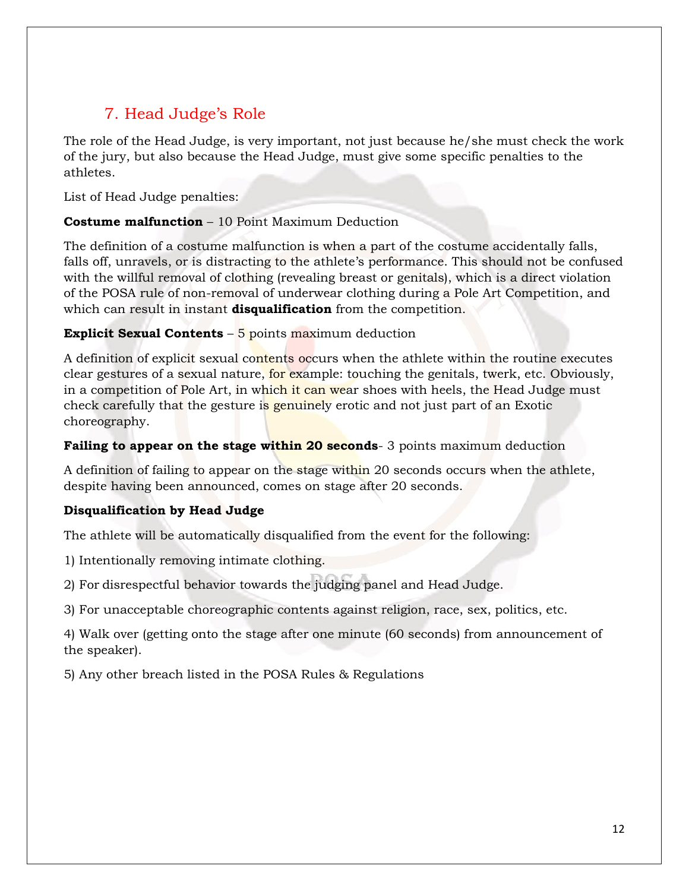## 7. Head Judge's Role

The role of the Head Judge, is very important, not just because he/she must check the work of the jury, but also because the Head Judge, must give some specific penalties to the athletes.

List of Head Judge penalties:

**Costume malfunction** – 10 Point Maximum Deduction

The definition of a costume malfunction is when a part of the costume accidentally falls, falls off, unravels, or is distracting to the athlete's performance. This should not be confused with the willful removal of clothing (revealing breast or genitals), which is a direct violation of the POSA rule of non-removal of underwear clothing during a Pole Art Competition, and which can result in instant **disqualification** from the competition.

**Explicit Sexual Contents** – 5 points maximum deduction

A definition of explicit sexual contents occurs when the athlete within the routine executes clear gestures of a sexual nature, for example: touching the genitals, twerk, etc. Obviously, in a competition of Pole Art, in which it can wear shoes with heels, the Head Judge must check carefully that the gesture is genuinely erotic and not just part of an Exotic choreography.

**Failing to appear on the stage within 20 seconds**- 3 points maximum deduction

A definition of failing to appear on the stage within 20 seconds occurs when the athlete, despite having been announced, comes on stage after 20 seconds.

**Disqualification by Head Judge**

The athlete will be automatically disqualified from the event for the following:

1) Intentionally removing intimate clothing.

2) For disrespectful behavior towards the judging panel and Head Judge.

3) For unacceptable choreographic contents against religion, race, sex, politics, etc.

4) Walk over (getting onto the stage after one minute (60 seconds) from announcement of the speaker).

5) Any other breach listed in the POSA Rules & Regulations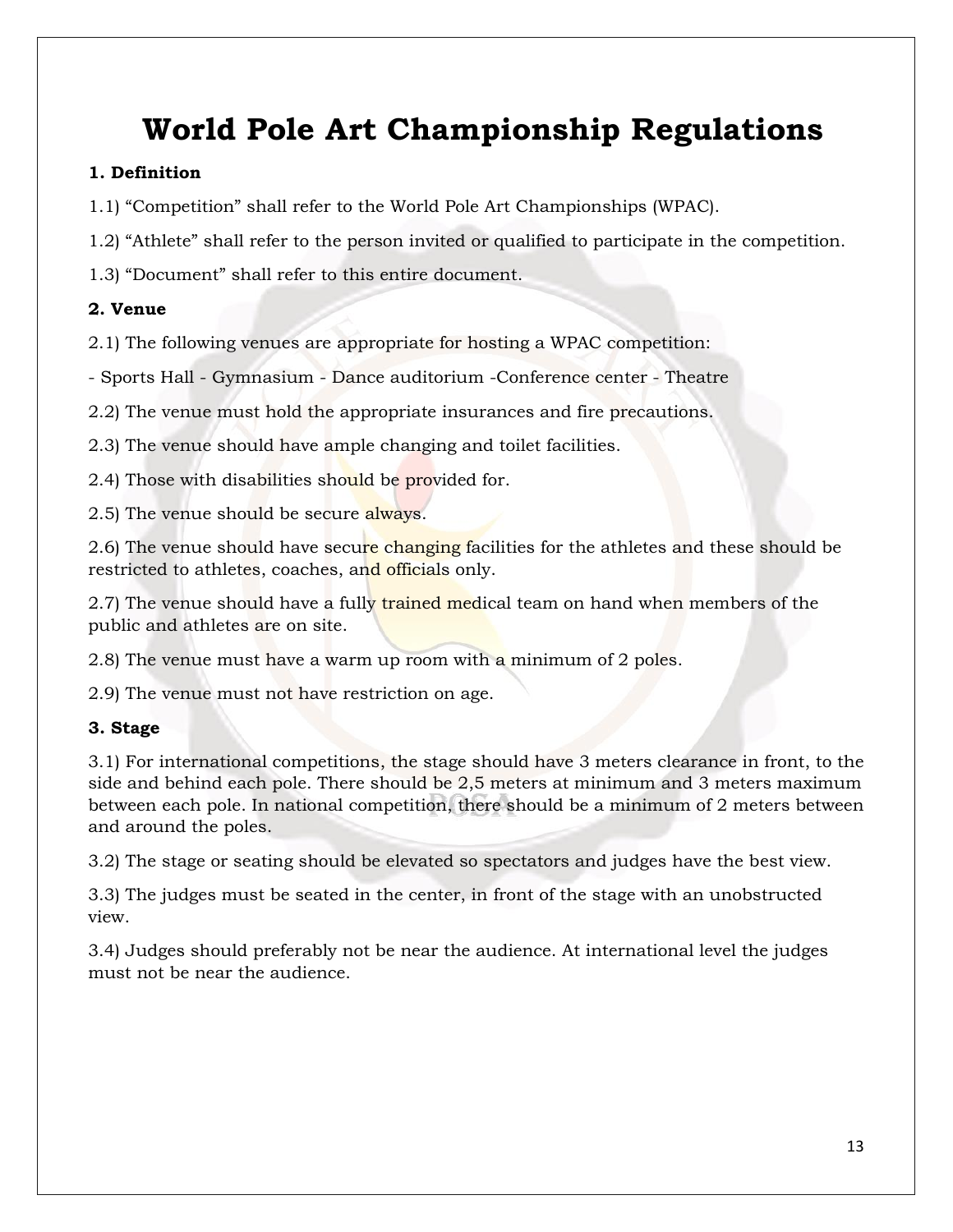# World Pole Art Championship Regulations

**1. Definition**

1.1) “Competition” shall refer to the World Pole Art Championships (WPAC).

1.2) “Athlete” shall refer to the person invited or qualified to participate in the competition.

1.3) “Document” shall refer to this entire document.

**2. Venue**

2.1) The following venues are appropriate for hosting a WPAC competition:

- Sports Hall - Gymnasium - Dance auditorium -Conference center - Theatre

2.2) The venue must hold the appropriate insurances and fire precautions.

2.3) The venue should have ample changing and toilet facilities.

2.4) Those with disabilities should be provided for.

2.5) The venue should be secure always.

2.6) The venue should have secure changing facilities for the athletes and these should be restricted to athletes, coaches, and officials only.

2.7) The venue should have a fully trained medical team on hand when members of the public and athletes are on site.

2.8) The venue must have a warm up room with a minimum of 2 poles.

2.9) The venue must not have restriction on age.

**3. Stage**

3.1) For international competitions, the stage should have 3 meters clearance in front, to the side and behind each pole. There should be 2,5 meters at minimum and 3 meters maximum between each pole. In national competition, there should be a minimum of 2 meters between and around the poles.

3.2) The stage or seating should be elevated so spectators and judges have the best view.

3.3) The judges must be seated in the center, in front of the stage with an unobstructed view.

3.4) Judges should preferably not be near the audience. At international level the judges must not be near the audience.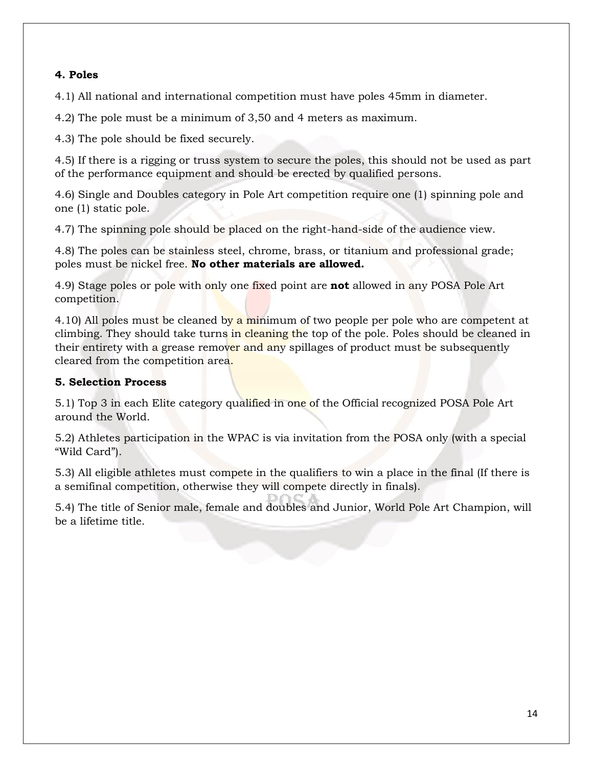**4. Poles**

4.1) All national and international competition must have poles 45mm in diameter.

4.2) The pole must be a minimum of 3,50 and 4 meters as maximum.

4.3) The pole should be fixed securely.

4.5) If there is a rigging or truss system to secure the poles, this should not be used as part of the performance equipment and should be erected by qualified persons.

4.6) Single and Doubles category in Pole Art competition require one (1) spinning pole and one (1) static pole.

4.7) The spinning pole should be placed on the right-hand-side of the audience view.

4.8) The poles can be stainless steel, chrome, brass, or titanium and professional grade; poles must be nickel free. **No other materials are allowed.**

4.9) Stage poles or pole with only one fixed point are **not** allowed in any POSA Pole Art competition.

4.10) All poles must be cleaned by a minimum of two people per pole who are competent at climbing. They should take turns in cleaning the top of the pole. Poles should be cleaned in their entirety with a grease remover and any spillages of product must be subsequently cleared from the competition area.

**5. Selection Process**

5.1) Top 3 in each Elite category qualified in one of the Official recognized POSA Pole Art around the World.

5.2) Athletes participation in the WPAC is via invitation from the POSA only (with a special "Wild Card").

5.3) All eligible athletes must compete in the qualifiers to win a place in the final (If there is a semifinal competition, otherwise they will compete directly in finals).

5.4) The title of Senior male, female and doubles and Junior, World Pole Art Champion, will be a lifetime title.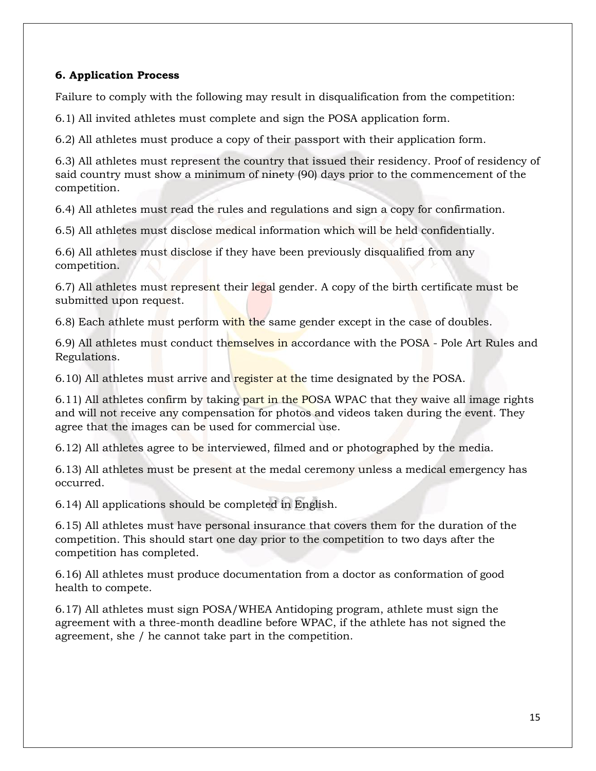### 6. Application Process

Failure to comply with the following may result in disqualification from the competition:

6.1) All invited athletes must complete and sign the POSA application form.

6.2) All athletes must produce a copy of their passport with their application form.

6.3) All athletes must represent the country that issued their residency. Proof of residency of said country must show a minimum of ninety (90) days prior to the commencement of the competition.

6.4) All athletes must read the rules and regulations and sign a copy for confirmation.

6.5) All athletes must disclose medical information which will be held confidentially.

6.6) All athletes must disclose if they have been previously disqualified from any competition.

6.7) All athletes must represent their legal gender. A copy of the birth certificate must be submitted upon request.

6.8) Each athlete must perform with the same gender except in the case of doubles.

6.9) All athletes must conduct themselves in accordance with the POSA - Pole Art Rules and Regulations.

6.10) All athletes must arrive and register at the time designated by the POSA.

6.11) All athletes confirm by taking part in the POSA WPAC that they waive all image rights and will not receive any compensation for photos and videos taken during the event. They agree that the images can be used for commercial use.

6.12) All athletes agree to be interviewed, filmed and or photographed by the media.

6.13) All athletes must be present at the medal ceremony unless a medical emergency has occurred.

6.14) All applications should be completed in English.

6.15) All athletes must have personal insurance that covers them for the duration of the competition. This should start one day prior to the competition to two days after the competition has completed.

6.16) All athletes must produce documentation from a doctor as conformation of good health to compete.

6.17) All athletes must sign POSA/WHEA Antidoping program, athlete must sign the agreement with a three-month deadline before WPAC, if the athlete has not signed the agreement, she / he cannot take part in the competition.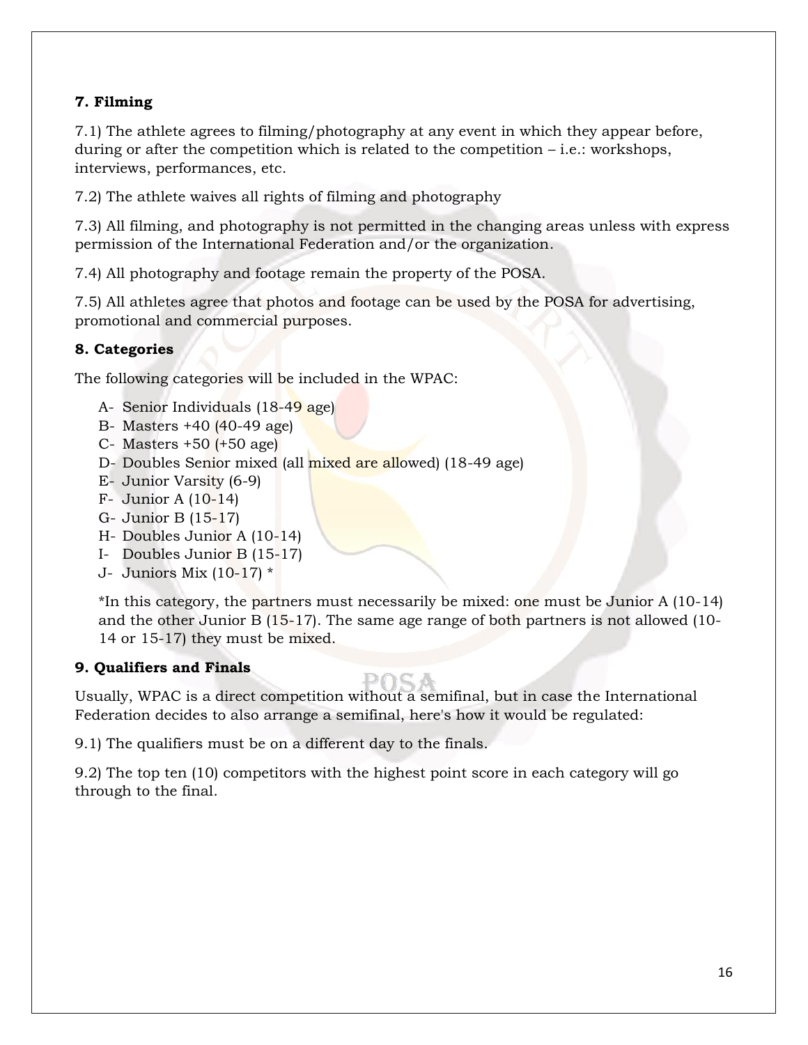### 7. Filming

7.1) The athlete agrees to filming/photography at any event in which they appear before, during or after the competition which is related to the competition – i.e.: workshops, interviews, performances, etc.

7.2) The athlete waives all rights of filming and photography

7.3) All filming, and photography is not permitted in the changing areas unless with express permission of the International Federation and/or the organization.

7.4) All photography and footage remain the property of the POSA.

7.5) All athletes agree that photos and footage can be used by the POSA for advertising, promotional and commercial purposes.

### 8. Categories

The following categories will be included in the WPAC:

- A- Senior Individuals (18-49 age)
- B- Masters +40 (40-49 age)
- C- Masters +50 (+50 age)
- D- Doubles Senior mixed (all mixed are allowed) (18-49 age)
- E- Junior Varsity (6-9)
- F- Junior A (10-14)
- G- Junior B (15-17)
- H- Doubles Junior A (10-14)
- I- Doubles Junior B (15-17)
- J- Juniors Mix (10-17) *

*In this category, the partners must necessarily be mixed: one must be Junior A (10-14) and the other Junior B (15-17). The same age range of both partners is not allowed (10-14 or 15-17) they must be mixed.

### 9. Qualifiers and Finals

Usually, WPAC is a direct competition without a semifinal, but in case the International Federation decides to also arrange a semifinal, here's how it would be regulated:

9.1) The qualifiers must be on a different day to the finals.

9.2) The top ten (10) competitors with the highest point score in each category will go through to the final.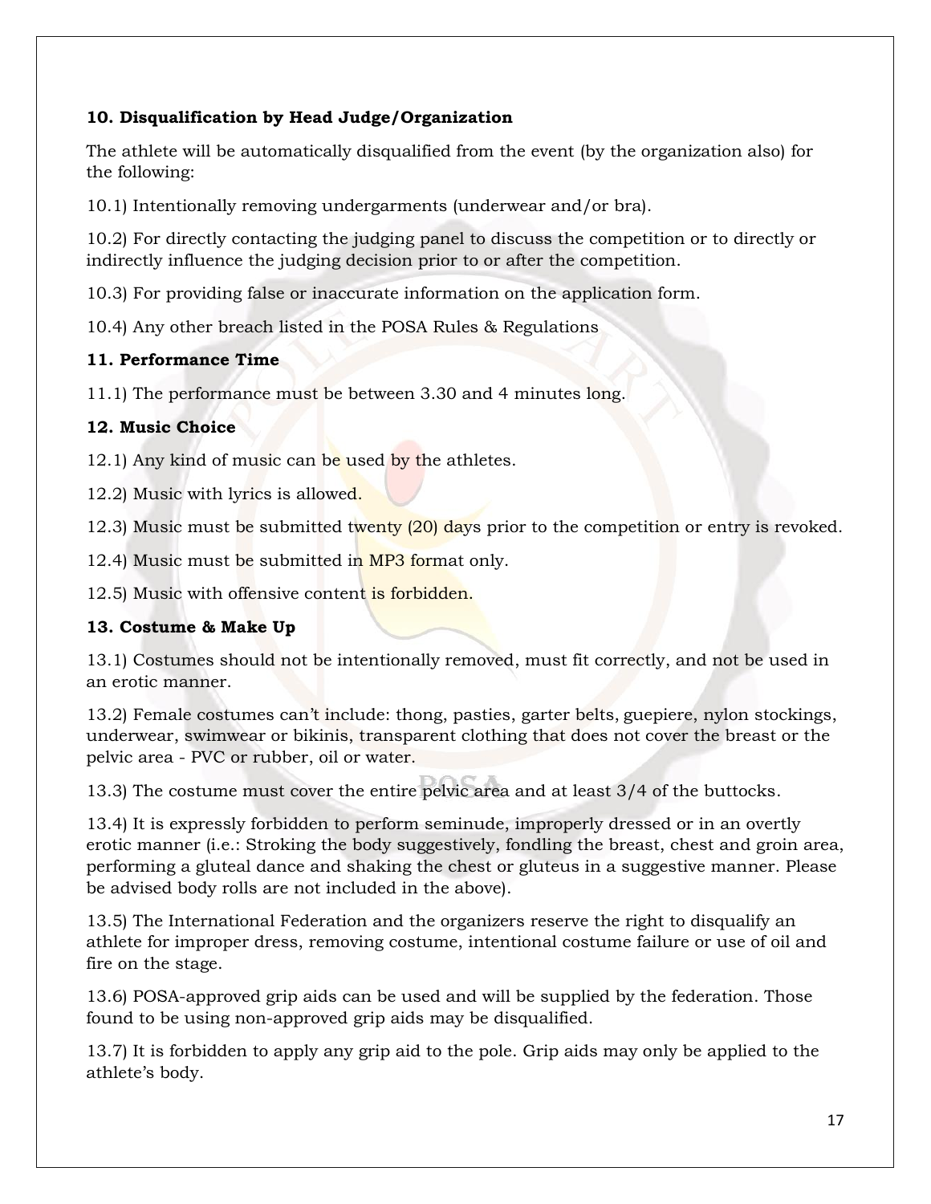**10. Disqualification by Head Judge/Organization**

The athlete will be automatically disqualified from the event (by the organization also) for the following:

10.1) Intentionally removing undergarments (underwear and/or bra).

10.2) For directly contacting the judging panel to discuss the competition or to directly or indirectly influence the judging decision prior to or after the competition.

10.3) For providing false or inaccurate information on the application form.

10.4) Any other breach listed in the POSA Rules & Regulations

**11. Performance Time**

11.1) The performance must be between 3.30 and 4 minutes long.

**12. Music Choice**

12.1) Any kind of music can be used by the athletes.

12.2) Music with lyrics is allowed.

12.3) Music must be submitted twenty (20) days prior to the competition or entry is revoked.

12.4) Music must be submitted in MP3 format only.

12.5) Music with offensive content is forbidden.

**13. Costume & Make Up**

13.1) Costumes should not be intentionally removed, must fit correctly, and not be used in an erotic manner.

13.2) Female costumes can't include: thong, pasties, garter belts, guepiere, nylon stockings, underwear, swimwear or bikinis, transparent clothing that does not cover the breast or the pelvic area - PVC or rubber, oil or water.

13.3) The costume must cover the entire pelvic area and at least 3/4 of the buttocks.

13.4) It is expressly forbidden to perform seminude, improperly dressed or in an overtly erotic manner (i.e.: Stroking the body suggestively, fondling the breast, chest and groin area, performing a gluteal dance and shaking the chest or gluteus in a suggestive manner. Please be advised body rolls are not included in the above).

13.5) The International Federation and the organizers reserve the right to disqualify an athlete for improper dress, removing costume, intentional costume failure or use of oil and fire on the stage.

13.6) POSA-approved grip aids can be used and will be supplied by the federation. Those found to be using non-approved grip aids may be disqualified.

13.7) It is forbidden to apply any grip aid to the pole. Grip aids may only be applied to the athlete's body.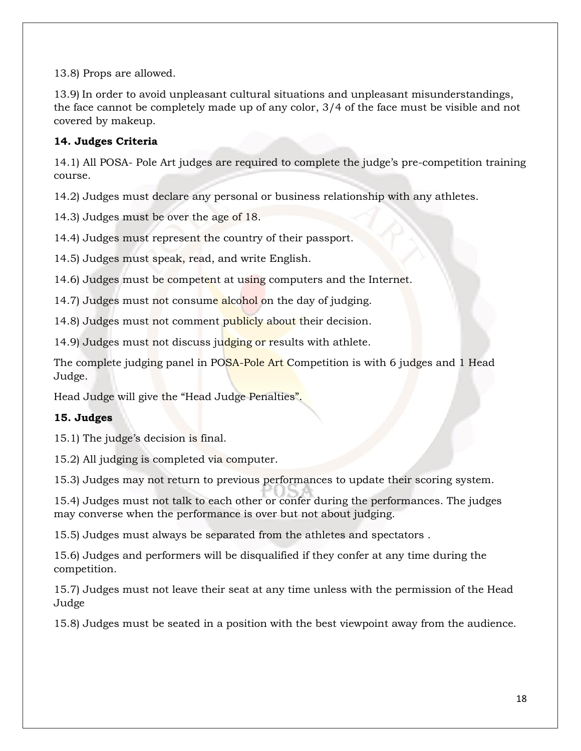13.8) Props are allowed.

13.9) In order to avoid unpleasant cultural situations and unpleasant misunderstandings, the face cannot be completely made up of any color, 3/4 of the face must be visible and not covered by makeup.

**14. Judges Criteria**

14.1) All POSA- Pole Art judges are required to complete the judge's pre-competition training course.

14.2) Judges must declare any personal or business relationship with any athletes.

14.3) Judges must be over the age of 18.

14.4) Judges must represent the country of their passport.

14.5) Judges must speak, read, and write English.

14.6) Judges must be competent at using computers and the Internet.

14.7) Judges must not consume alcohol on the day of judging.

14.8) Judges must not comment publicly about their decision.

14.9) Judges must not discuss judging or results with athlete.

The complete judging panel in POSA-Pole Art Competition is with 6 judges and 1 Head Judge.

Head Judge will give the "Head Judge Penalties".

**15. Judges**

15.1) The judge's decision is final.

15.2) All judging is completed via computer.

15.3) Judges may not return to previous performances to update their scoring system.

15.4) Judges must not talk to each other or confer during the performances. The judges may converse when the performance is over but not about judging.

15.5) Judges must always be separated from the athletes and spectators .

15.6) Judges and performers will be disqualified if they confer at any time during the competition.

15.7) Judges must not leave their seat at any time unless with the permission of the Head Judge

15.8) Judges must be seated in a position with the best viewpoint away from the audience.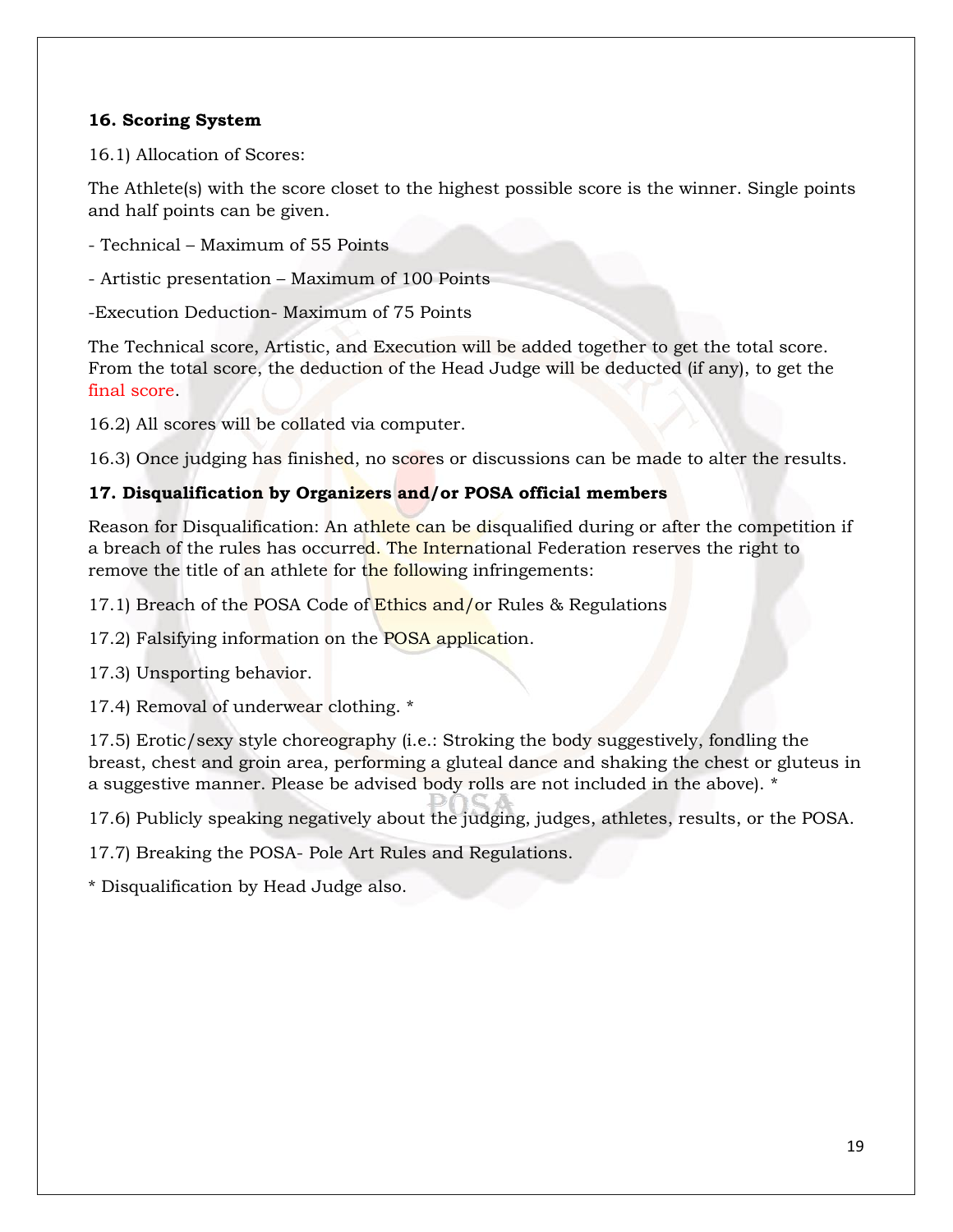**16. Scoring System**

16.1) Allocation of Scores:

The Athlete(s) with the score closet to the highest possible score is the winner. Single points and half points can be given.

- Technical – Maximum of 55 Points

- Artistic presentation – Maximum of 100 Points

-Execution Deduction- Maximum of 75 Points

The Technical score, Artistic, and Execution will be added together to get the total score. From the total score, the deduction of the Head Judge will be deducted (if any), to get the final score.

16.2) All scores will be collated via computer.

16.3) Once judging has finished, no scores or discussions can be made to alter the results.

**17. Disqualification by Organizers and/or POSA official members**

Reason for Disqualification: An athlete can be disqualified during or after the competition if a breach of the rules has occurred. The International Federation reserves the right to remove the title of an athlete for the following infringements:

17.1) Breach of the POSA Code of Ethics and/or Rules & Regulations

17.2) Falsifying information on the POSA application.

17.3) Unsporting behavior.

17.4) Removal of underwear clothing. *

17.5) Erotic/sexy style choreography (i.e.: Stroking the body suggestively, fondling the breast, chest and groin area, performing a gluteal dance and shaking the chest or gluteus in a suggestive manner. Please be advised body rolls are not included in the above). *

17.6) Publicly speaking negatively about the judging, judges, athletes, results, or the POSA.

17.7) Breaking the POSA- Pole Art Rules and Regulations.

* Disqualification by Head Judge also.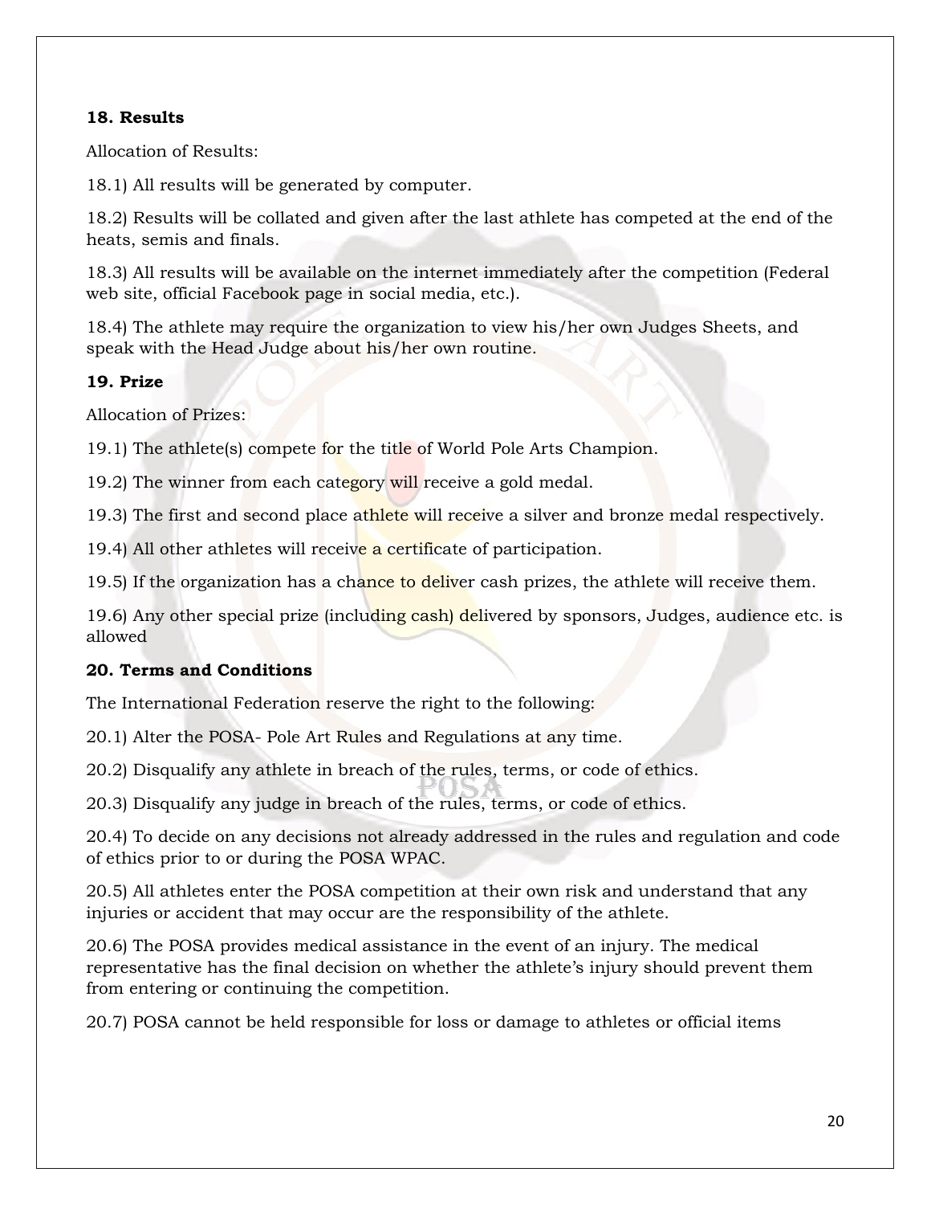### 18. Results

Allocation of Results:

18.1) All results will be generated by computer.

18.2) Results will be collated and given after the last athlete has competed at the end of the heats, semis and finals.

18.3) All results will be available on the internet immediately after the competition (Federal web site, official Facebook page in social media, etc.).

18.4) The athlete may require the organization to view his/her own Judges Sheets, and speak with the Head Judge about his/her own routine.

### 19. Prize

Allocation of Prizes:

19.1) The athlete(s) compete for the title of World Pole Arts Champion.

19.2) The winner from each category will receive a gold medal.

19.3) The first and second place athlete will receive a silver and bronze medal respectively.

19.4) All other athletes will receive a certificate of participation.

19.5) If the organization has a chance to deliver cash prizes, the athlete will receive them.

19.6) Any other special prize (including cash) delivered by sponsors, Judges, audience etc. is allowed

### 20. Terms and Conditions

The International Federation reserve the right to the following:

20.1) Alter the POSA- Pole Art Rules and Regulations at any time.

20.2) Disqualify any athlete in breach of the rules, terms, or code of ethics.

20.3) Disqualify any judge in breach of the rules, terms, or code of ethics.

20.4) To decide on any decisions not already addressed in the rules and regulation and code of ethics prior to or during the POSA WPAC.

20.5) All athletes enter the POSA competition at their own risk and understand that any injuries or accident that may occur are the responsibility of the athlete.

20.6) The POSA provides medical assistance in the event of an injury. The medical representative has the final decision on whether the athlete's injury should prevent them from entering or continuing the competition.

20.7) POSA cannot be held responsible for loss or damage to athletes or official items